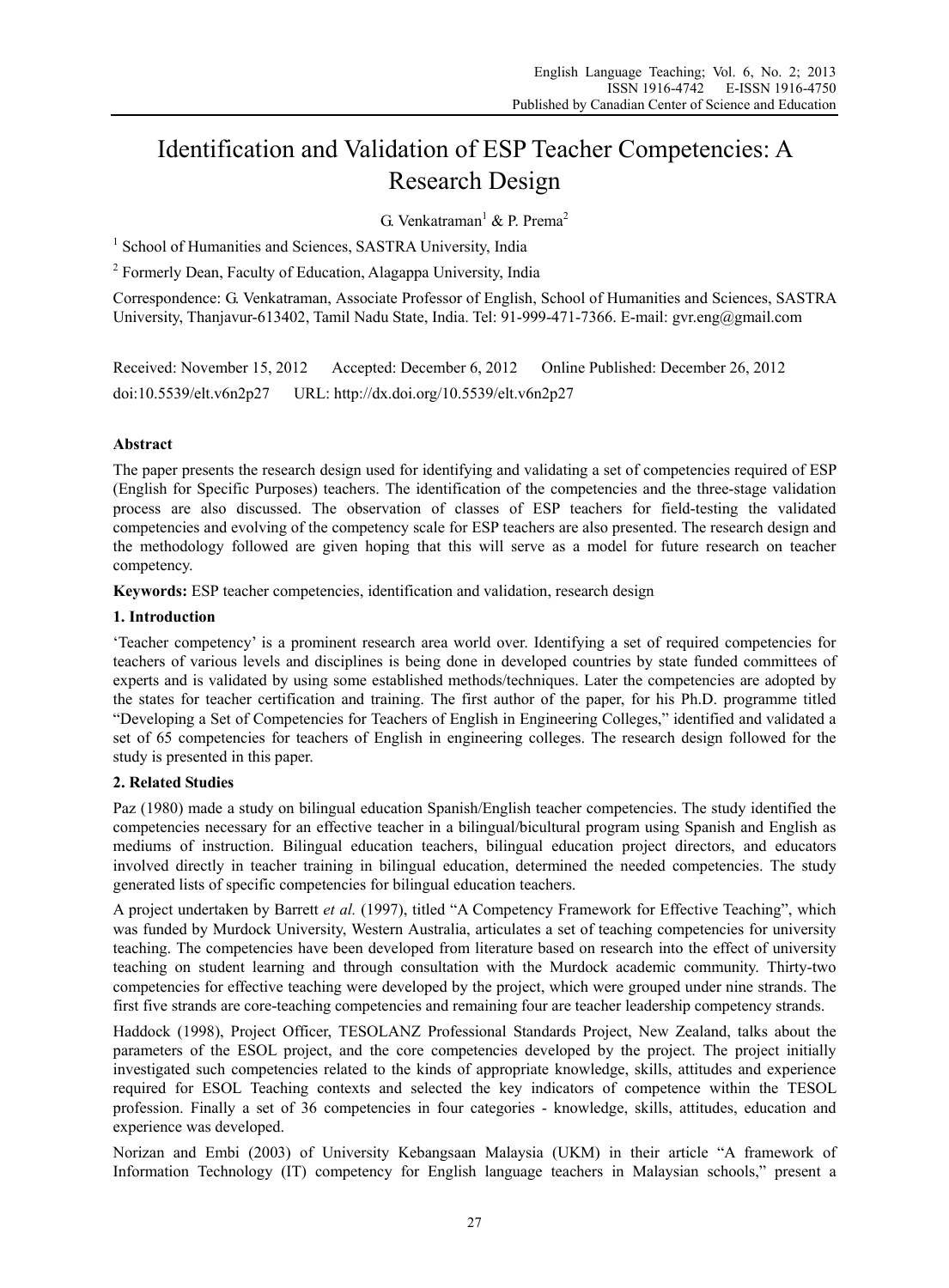# Identification and Validation of ESP Teacher Competencies: A Research Design

G. Venkatraman[1] & P. Prema[2]

[1] School of Humanities and Sciences, SASTRA University, India

[2] Formerly Dean, Faculty of Education, Alagappa University, India

Correspondence: G. Venkatraman, Associate Professor of English, School of Humanities and Sciences, SASTRA University, Thanjavur-613402, Tamil Nadu State, India. Tel: 91-999-471-7366. E-mail: gvr.eng@gmail.com

Received: November 15, 2012 Accepted: December 6, 2012 Online Published: December 26, 2012

doi:10.5539/elt.v6n2p27 URL: http://dx.doi.org/10.5539/elt.v6n2p27

## Abstract

The paper presents the research design used for identifying and validating a set of competencies required of ESP (English for Specific Purposes) teachers. The identification of the competencies and the three-stage validation process are also discussed. The observation of classes of ESP teachers for field-testing the validated competencies and evolving of the competency scale for ESP teachers are also presented. The research design and the methodology followed are given hoping that this will serve as a model for future research on teacher competency.

**Keywords:** ESP teacher competencies, identification and validation, research design

## 1. Introduction

'Teacher competency' is a prominent research area world over. Identifying a set of required competencies for teachers of various levels and disciplines is being done in developed countries by state funded committees of experts and is validated by using some established methods/techniques. Later the competencies are adopted by the states for teacher certification and training. The first author of the paper, for his Ph.D. programme titled "Developing a Set of Competencies for Teachers of English in Engineering Colleges," identified and validated a set of 65 competencies for teachers of English in engineering colleges. The research design followed for the study is presented in this paper.

## 2. Related Studies

Paz (1980) made a study on bilingual education Spanish/English teacher competencies. The study identified the competencies necessary for an effective teacher in a bilingual/bicultural program using Spanish and English as mediums of instruction. Bilingual education teachers, bilingual education project directors, and educators involved directly in teacher training in bilingual education, determined the needed competencies. The study generated lists of specific competencies for bilingual education teachers.

A project undertaken by Barrett *et al.* (1997), titled "A Competency Framework for Effective Teaching", which was funded by Murdock University, Western Australia, articulates a set of teaching competencies for university teaching. The competencies have been developed from literature based on research into the effect of university teaching on student learning and through consultation with the Murdock academic community. Thirty-two competencies for effective teaching were developed by the project, which were grouped under nine strands. The first five strands are core-teaching competencies and remaining four are teacher leadership competency strands.

Haddock (1998), Project Officer, TESOLANZ Professional Standards Project, New Zealand, talks about the parameters of the ESOL project, and the core competencies developed by the project. The project initially investigated such competencies related to the kinds of appropriate knowledge, skills, attitudes and experience required for ESOL Teaching contexts and selected the key indicators of competence within the TESOL profession. Finally a set of 36 competencies in four categories - knowledge, skills, attitudes, education and experience was developed.

Norizan and Embi (2003) of University Kebangsaan Malaysia (UKM) in their article "A framework of Information Technology (IT) competency for English language teachers in Malaysian schools," present a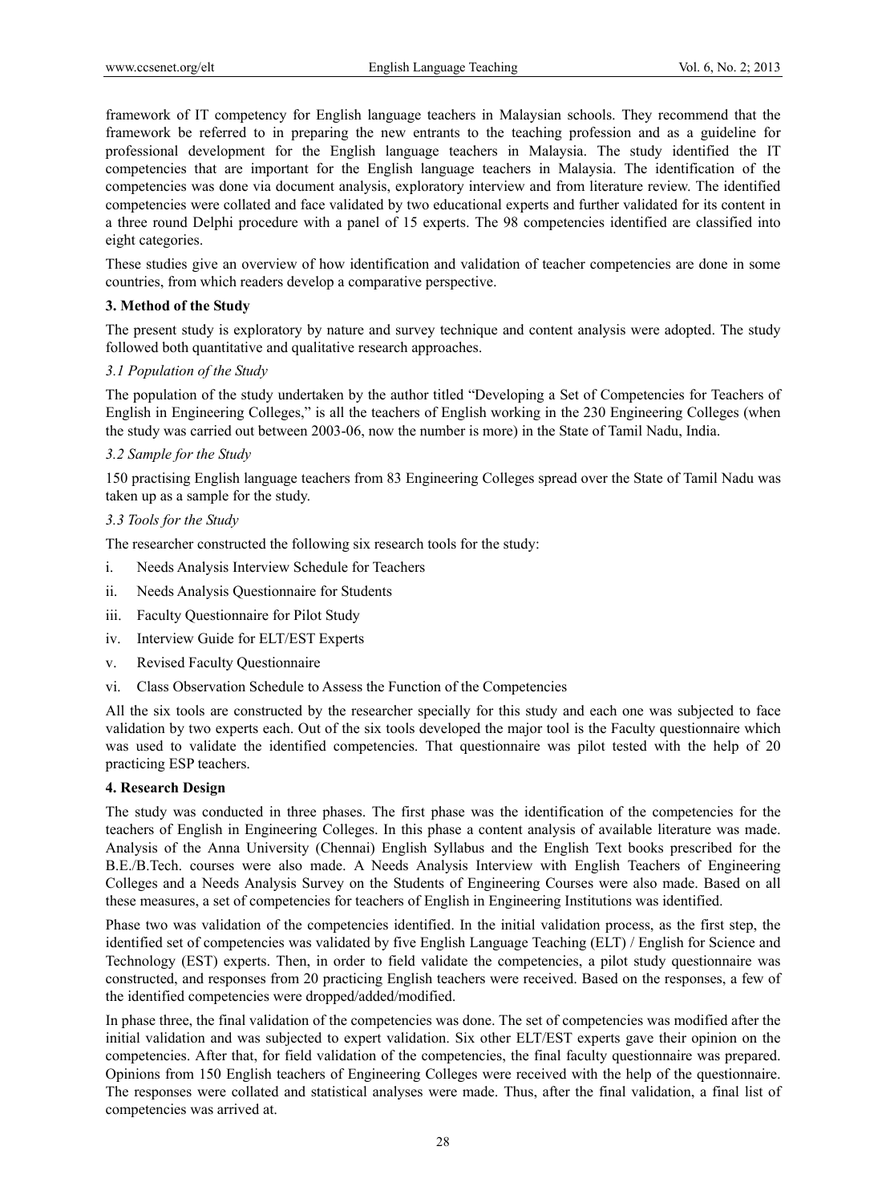framework of IT competency for English language teachers in Malaysian schools. They recommend that the framework be referred to in preparing the new entrants to the teaching profession and as a guideline for professional development for the English language teachers in Malaysia. The study identified the IT competencies that are important for the English language teachers in Malaysia. The identification of the competencies was done via document analysis, exploratory interview and from literature review. The identified competencies were collated and face validated by two educational experts and further validated for its content in a three round Delphi procedure with a panel of 15 experts. The 98 competencies identified are classified into eight categories.

These studies give an overview of how identification and validation of teacher competencies are done in some countries, from which readers develop a comparative perspective.

## 3. Method of the Study

The present study is exploratory by nature and survey technique and content analysis were adopted. The study followed both quantitative and qualitative research approaches.

### *3.1 Population of the Study*

The population of the study undertaken by the author titled "Developing a Set of Competencies for Teachers of English in Engineering Colleges," is all the teachers of English working in the 230 Engineering Colleges (when the study was carried out between 2003-06, now the number is more) in the State of Tamil Nadu, India.

### *3.2 Sample for the Study*

150 practising English language teachers from 83 Engineering Colleges spread over the State of Tamil Nadu was taken up as a sample for the study.

### *3.3 Tools for the Study*

The researcher constructed the following six research tools for the study:

i. Needs Analysis Interview Schedule for Teachers

ii. Needs Analysis Questionnaire for Students

iii. Faculty Questionnaire for Pilot Study

iv. Interview Guide for ELT/EST Experts

v. Revised Faculty Questionnaire

vi. Class Observation Schedule to Assess the Function of the Competencies

All the six tools are constructed by the researcher specially for this study and each one was subjected to face validation by two experts each. Out of the six tools developed the major tool is the Faculty questionnaire which was used to validate the identified competencies. That questionnaire was pilot tested with the help of 20 practicing ESP teachers.

## 4. Research Design

The study was conducted in three phases. The first phase was the identification of the competencies for the teachers of English in Engineering Colleges. In this phase a content analysis of available literature was made. Analysis of the Anna University (Chennai) English Syllabus and the English Text books prescribed for the B.E./B.Tech. courses were also made. A Needs Analysis Interview with English Teachers of Engineering Colleges and a Needs Analysis Survey on the Students of Engineering Courses were also made. Based on all these measures, a set of competencies for teachers of English in Engineering Institutions was identified.

Phase two was validation of the competencies identified. In the initial validation process, as the first step, the identified set of competencies was validated by five English Language Teaching (ELT) / English for Science and Technology (EST) experts. Then, in order to field validate the competencies, a pilot study questionnaire was constructed, and responses from 20 practicing English teachers were received. Based on the responses, a few of the identified competencies were dropped/added/modified.

In phase three, the final validation of the competencies was done. The set of competencies was modified after the initial validation and was subjected to expert validation. Six other ELT/EST experts gave their opinion on the competencies. After that, for field validation of the competencies, the final faculty questionnaire was prepared. Opinions from 150 English teachers of Engineering Colleges were received with the help of the questionnaire. The responses were collated and statistical analyses were made. Thus, after the final validation, a final list of competencies was arrived at.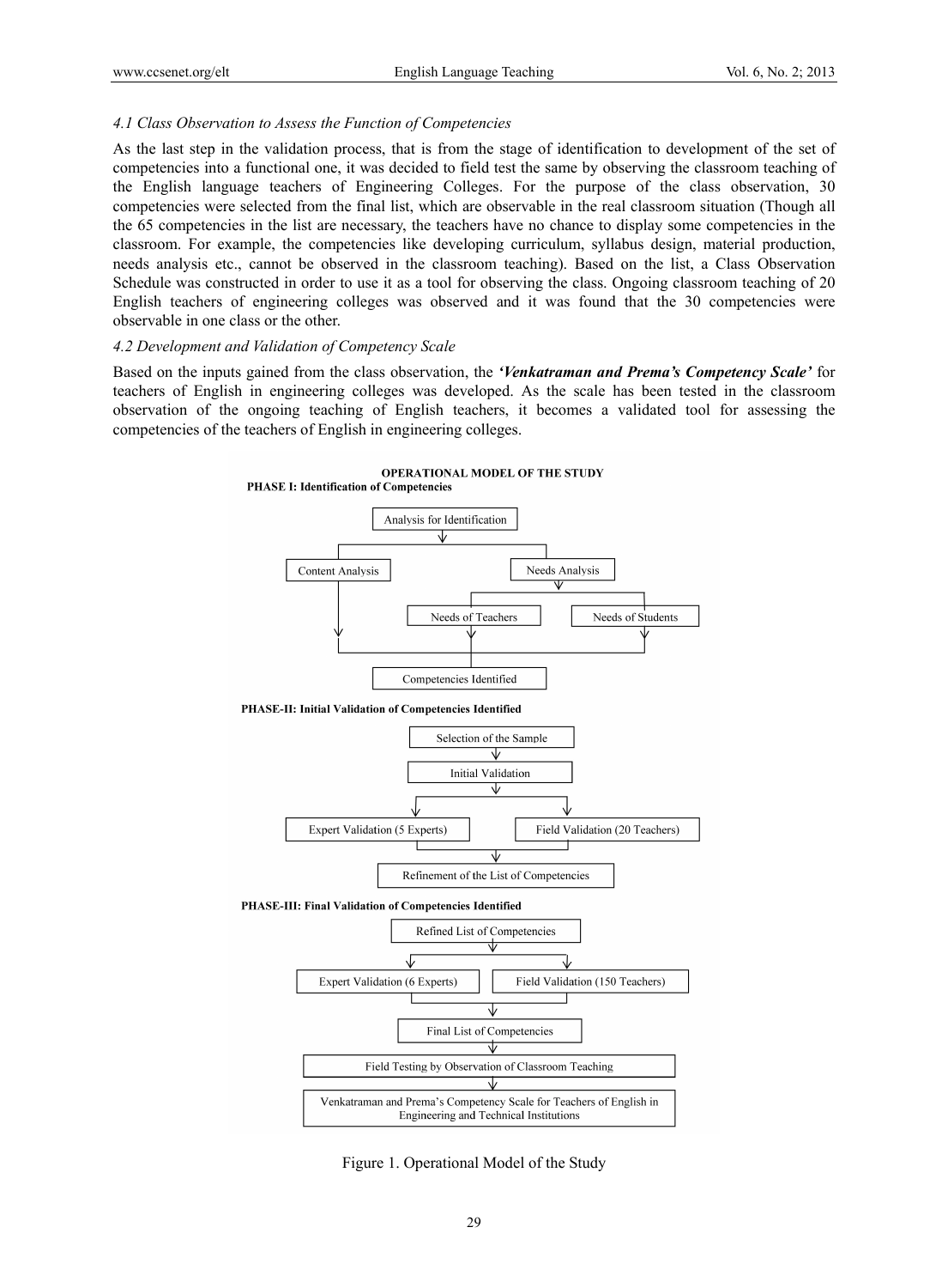*4.1 Class Observation to Assess the Function of Competencies*

As the last step in the validation process, that is from the stage of identification to development of the set of competencies into a functional one, it was decided to field test the same by observing the classroom teaching of the English language teachers of Engineering Colleges. For the purpose of the class observation, 30 competencies were selected from the final list, which are observable in the real classroom situation (Though all the 65 competencies in the list are necessary, the teachers have no chance to display some competencies in the classroom. For example, the competencies like developing curriculum, syllabus design, material production, needs analysis etc., cannot be observed in the classroom teaching). Based on the list, a Class Observation Schedule was constructed in order to use it as a tool for observing the class. Ongoing classroom teaching of 20 English teachers of engineering colleges was observed and it was found that the 30 competencies were observable in one class or the other.

*4.2 Development and Validation of Competency Scale*

Based on the inputs gained from the class observation, the ***'Venkatraman and Prema's Competency Scale'*** for teachers of English in engineering colleges was developed. As the scale has been tested in the classroom observation of the ongoing teaching of English teachers, it becomes a validated tool for assessing the competencies of the teachers of English in engineering colleges.

**OPERATIONAL MODEL OF THE STUDY**

**PHASE I: Identification of Competencies**

Analysis for Identification → Content Analysis; Needs Analysis → Needs of Teachers; Needs of Students → Competencies Identified

**PHASE-II: Initial Validation of Competencies Identified**

Selection of the Sample → Initial Validation → Expert Validation (5 Experts); Field Validation (20 Teachers) → Refinement of the List of Competencies

**PHASE-III: Final Validation of Competencies Identified**

Refined List of Competencies → Expert Validation (6 Experts); Field Validation (150 Teachers) → Final List of Competencies → Field Testing by Observation of Classroom Teaching → Venkatraman and Prema's Competency Scale for Teachers of English in Engineering and Technical Institutions

Figure 1. Operational Model of the Study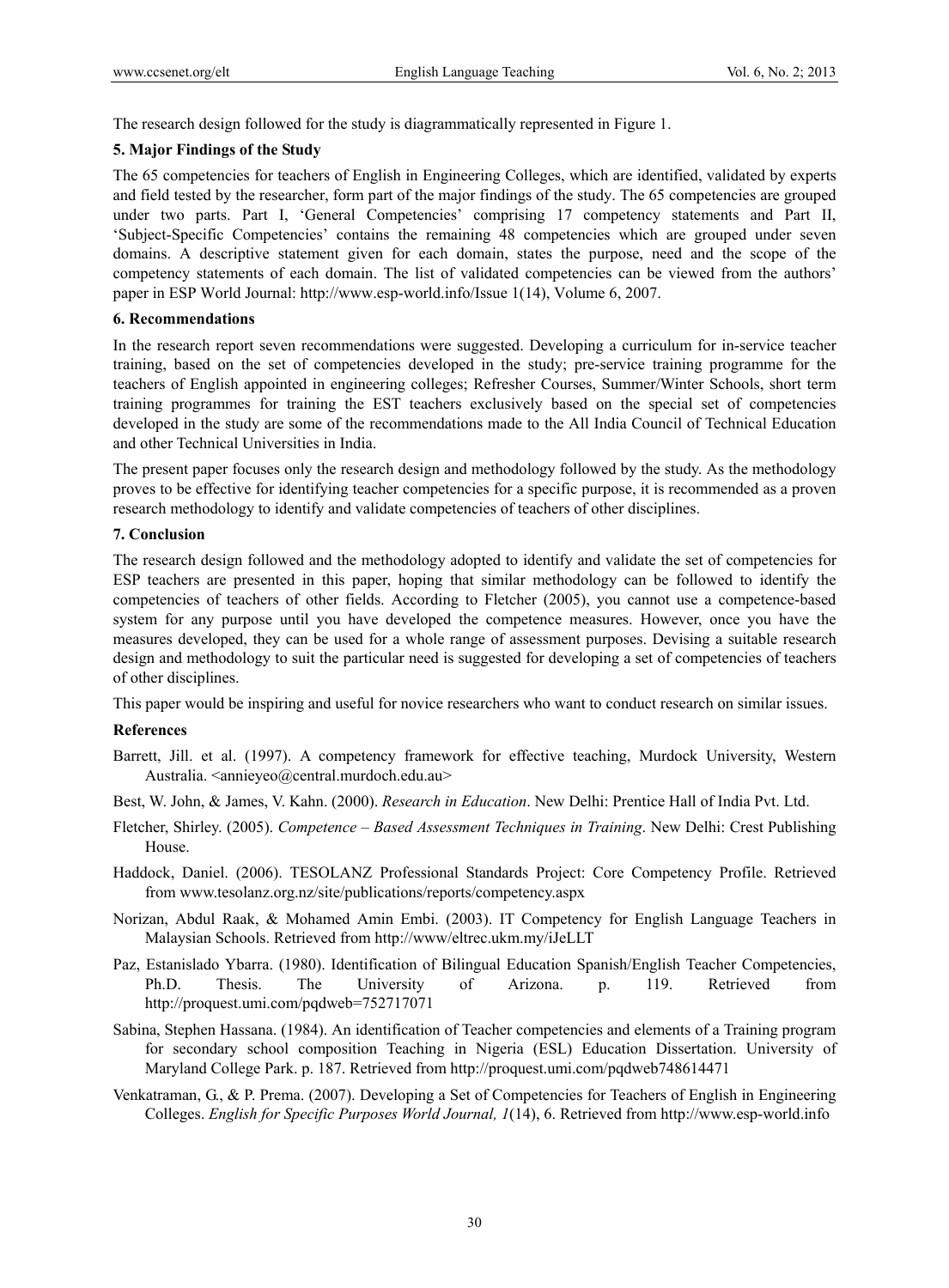The research design followed for the study is diagrammatically represented in Figure 1.

### 5. Major Findings of the Study

The 65 competencies for teachers of English in Engineering Colleges, which are identified, validated by experts and field tested by the researcher, form part of the major findings of the study. The 65 competencies are grouped under two parts. Part I, 'General Competencies' comprising 17 competency statements and Part II, 'Subject-Specific Competencies' contains the remaining 48 competencies which are grouped under seven domains. A descriptive statement given for each domain, states the purpose, need and the scope of the competency statements of each domain. The list of validated competencies can be viewed from the authors' paper in ESP World Journal: http://www.esp-world.info/Issue 1(14), Volume 6, 2007.

### 6. Recommendations

In the research report seven recommendations were suggested. Developing a curriculum for in-service teacher training, based on the set of competencies developed in the study; pre-service training programme for the teachers of English appointed in engineering colleges; Refresher Courses, Summer/Winter Schools, short term training programmes for training the EST teachers exclusively based on the special set of competencies developed in the study are some of the recommendations made to the All India Council of Technical Education and other Technical Universities in India.

The present paper focuses only the research design and methodology followed by the study. As the methodology proves to be effective for identifying teacher competencies for a specific purpose, it is recommended as a proven research methodology to identify and validate competencies of teachers of other disciplines.

### 7. Conclusion

The research design followed and the methodology adopted to identify and validate the set of competencies for ESP teachers are presented in this paper, hoping that similar methodology can be followed to identify the competencies of teachers of other fields. According to Fletcher (2005), you cannot use a competence-based system for any purpose until you have developed the competence measures. However, once you have the measures developed, they can be used for a whole range of assessment purposes. Devising a suitable research design and methodology to suit the particular need is suggested for developing a set of competencies of teachers of other disciplines.

This paper would be inspiring and useful for novice researchers who want to conduct research on similar issues.

### References

Barrett, Jill. et al. (1997). A competency framework for effective teaching, Murdock University, Western Australia. <annieyeo@central.murdoch.edu.au>

Best, W. John, & James, V. Kahn. (2000). *Research in Education*. New Delhi: Prentice Hall of India Pvt. Ltd.

Fletcher, Shirley. (2005). *Competence – Based Assessment Techniques in Training*. New Delhi: Crest Publishing House.

Haddock, Daniel. (2006). TESOLANZ Professional Standards Project: Core Competency Profile. Retrieved from www.tesolanz.org.nz/site/publications/reports/competency.aspx

Norizan, Abdul Raak, & Mohamed Amin Embi. (2003). IT Competency for English Language Teachers in Malaysian Schools. Retrieved from http://www/eltrec.ukm.my/iJeLLT

Paz, Estanislado Ybarra. (1980). Identification of Bilingual Education Spanish/English Teacher Competencies, Ph.D. Thesis. The University of Arizona. p. 119. Retrieved from http://proquest.umi.com/pqdweb=752717071

Sabina, Stephen Hassana. (1984). An identification of Teacher competencies and elements of a Training program for secondary school composition Teaching in Nigeria (ESL) Education Dissertation. University of Maryland College Park. p. 187. Retrieved from http://proquest.umi.com/pqdweb748614471

Venkatraman, G., & P. Prema. (2007). Developing a Set of Competencies for Teachers of English in Engineering Colleges. *English for Specific Purposes World Journal, 1*(14), 6. Retrieved from http://www.esp-world.info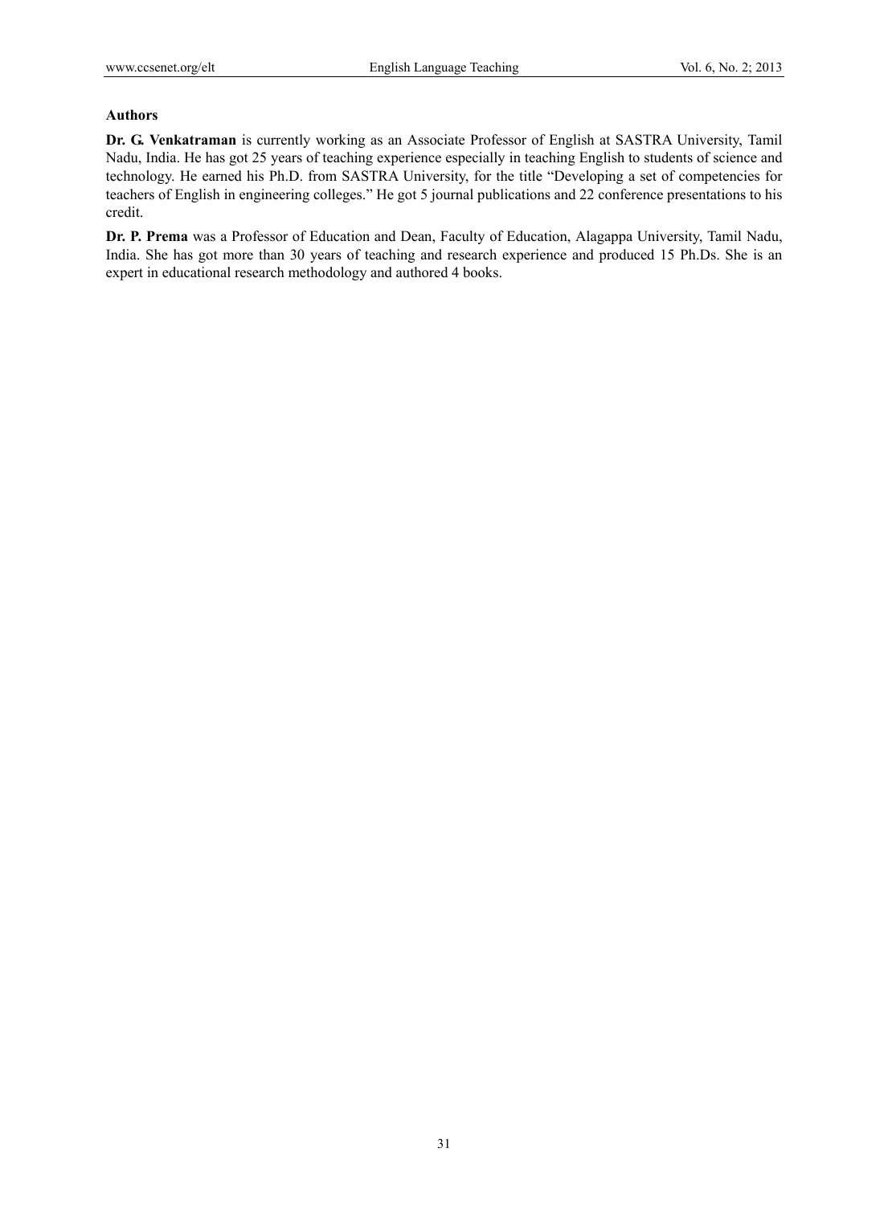## Authors

**Dr. G. Venkatraman** is currently working as an Associate Professor of English at SASTRA University, Tamil Nadu, India. He has got 25 years of teaching experience especially in teaching English to students of science and technology. He earned his Ph.D. from SASTRA University, for the title "Developing a set of competencies for teachers of English in engineering colleges." He got 5 journal publications and 22 conference presentations to his credit.

**Dr. P. Prema** was a Professor of Education and Dean, Faculty of Education, Alagappa University, Tamil Nadu, India. She has got more than 30 years of teaching and research experience and produced 15 Ph.Ds. She is an expert in educational research methodology and authored 4 books.